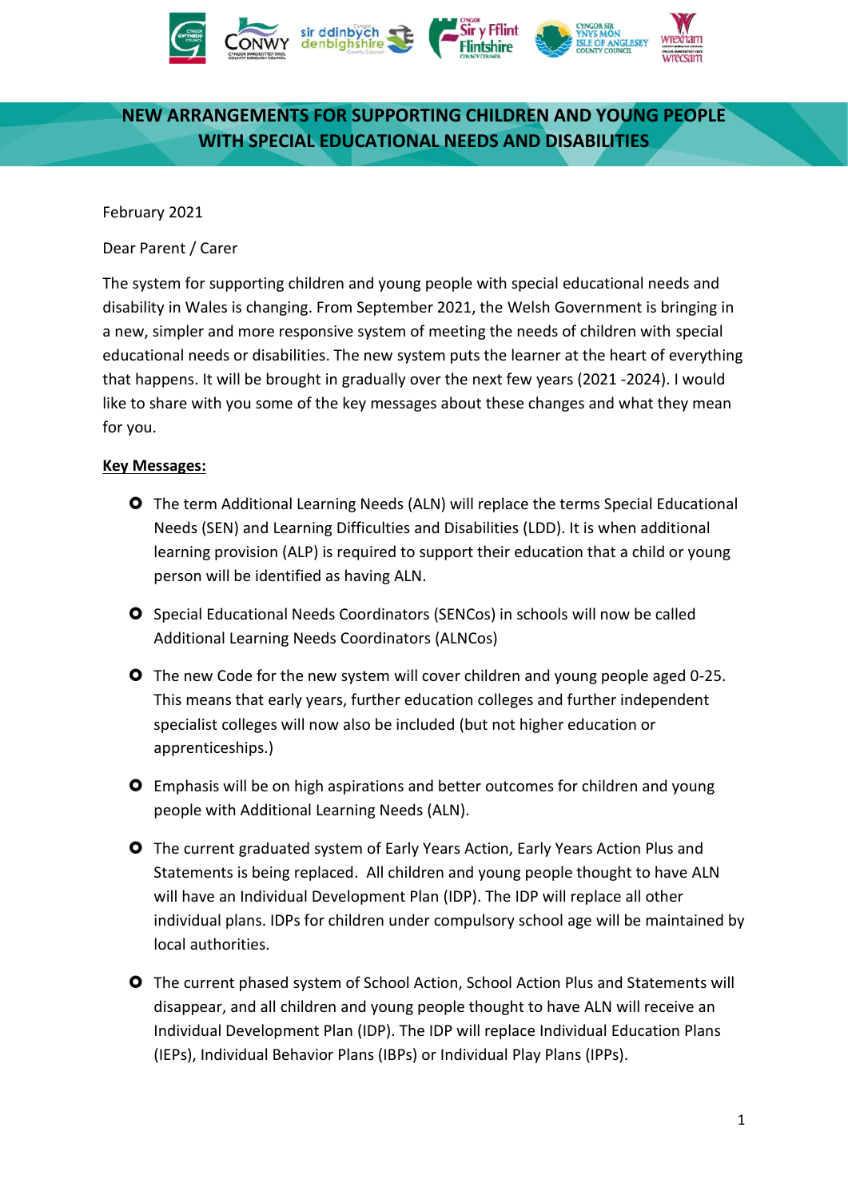# NEW ARRANGEMENTS FOR SUPPORTING CHILDREN AND YOUNG PEOPLE WITH SPECIAL EDUCATIONAL NEEDS AND DISABILITIES

February 2021

Dear Parent / Carer

The system for supporting children and young people with special educational needs and disability in Wales is changing. From September 2021, the Welsh Government is bringing in a new, simpler and more responsive system of meeting the needs of children with special educational needs or disabilities. The new system puts the learner at the heart of everything that happens. It will be brought in gradually over the next few years (2021 -2024). I would like to share with you some of the key messages about these changes and what they mean for you.

**Key Messages:**

- The term Additional Learning Needs (ALN) will replace the terms Special Educational Needs (SEN) and Learning Difficulties and Disabilities (LDD). It is when additional learning provision (ALP) is required to support their education that a child or young person will be identified as having ALN.
- Special Educational Needs Coordinators (SENCos) in schools will now be called Additional Learning Needs Coordinators (ALNCos)
- The new Code for the new system will cover children and young people aged 0-25. This means that early years, further education colleges and further independent specialist colleges will now also be included (but not higher education or apprenticeships.)
- Emphasis will be on high aspirations and better outcomes for children and young people with Additional Learning Needs (ALN).
- The current graduated system of Early Years Action, Early Years Action Plus and Statements is being replaced. All children and young people thought to have ALN will have an Individual Development Plan (IDP). The IDP will replace all other individual plans. IDPs for children under compulsory school age will be maintained by local authorities.
- The current phased system of School Action, School Action Plus and Statements will disappear, and all children and young people thought to have ALN will receive an Individual Development Plan (IDP). The IDP will replace Individual Education Plans (IEPs), Individual Behavior Plans (IBPs) or Individual Play Plans (IPPs).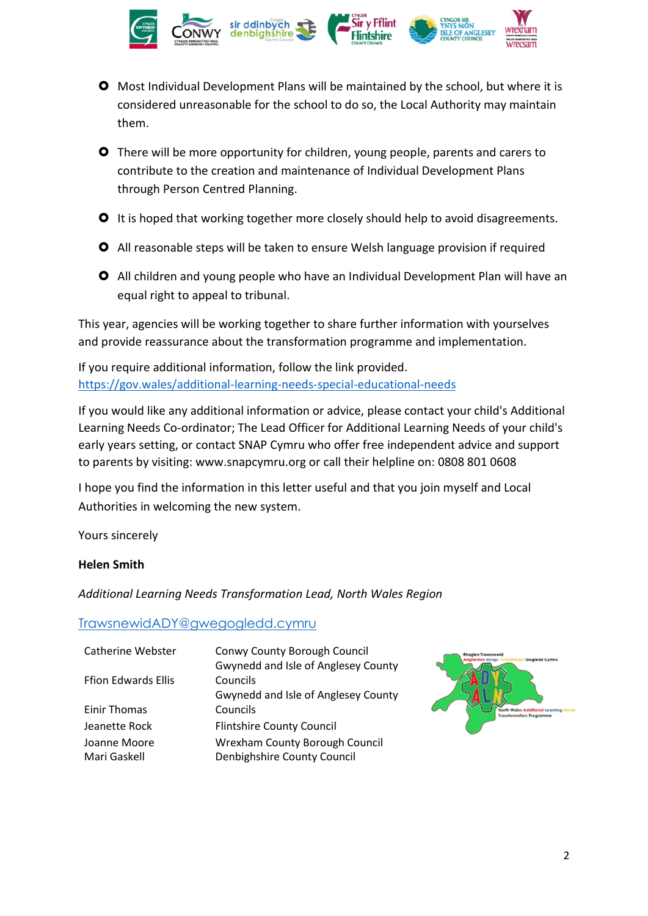- Most Individual Development Plans will be maintained by the school, but where it is considered unreasonable for the school to do so, the Local Authority may maintain them.
- There will be more opportunity for children, young people, parents and carers to contribute to the creation and maintenance of Individual Development Plans through Person Centred Planning.
- It is hoped that working together more closely should help to avoid disagreements.
- All reasonable steps will be taken to ensure Welsh language provision if required
- All children and young people who have an Individual Development Plan will have an equal right to appeal to tribunal.

This year, agencies will be working together to share further information with yourselves and provide reassurance about the transformation programme and implementation.

If you require additional information, follow the link provided.
https://gov.wales/additional-learning-needs-special-educational-needs

If you would like any additional information or advice, please contact your child's Additional Learning Needs Co-ordinator; The Lead Officer for Additional Learning Needs of your child's early years setting, or contact SNAP Cymru who offer free independent advice and support to parents by visiting: www.snapcymru.org or call their helpline on: 0808 801 0608

I hope you find the information in this letter useful and that you join myself and Local Authorities in welcoming the new system.

Yours sincerely

**Helen Smith**

*Additional Learning Needs Transformation Lead, North Wales Region*

TrawsnewidADY@gwegogledd.cymru

| | |
|---|---|
| Catherine Webster | Conwy County Borough Council |
| Ffion Edwards Ellis | Gwynedd and Isle of Anglesey County Councils |
| Einir Thomas | Gwynedd and Isle of Anglesey County Councils |
| Jeanette Rock | Flintshire County Council |
| Joanne Moore | Wrexham County Borough Council |
| Mari Gaskell | Denbighshire County Council |